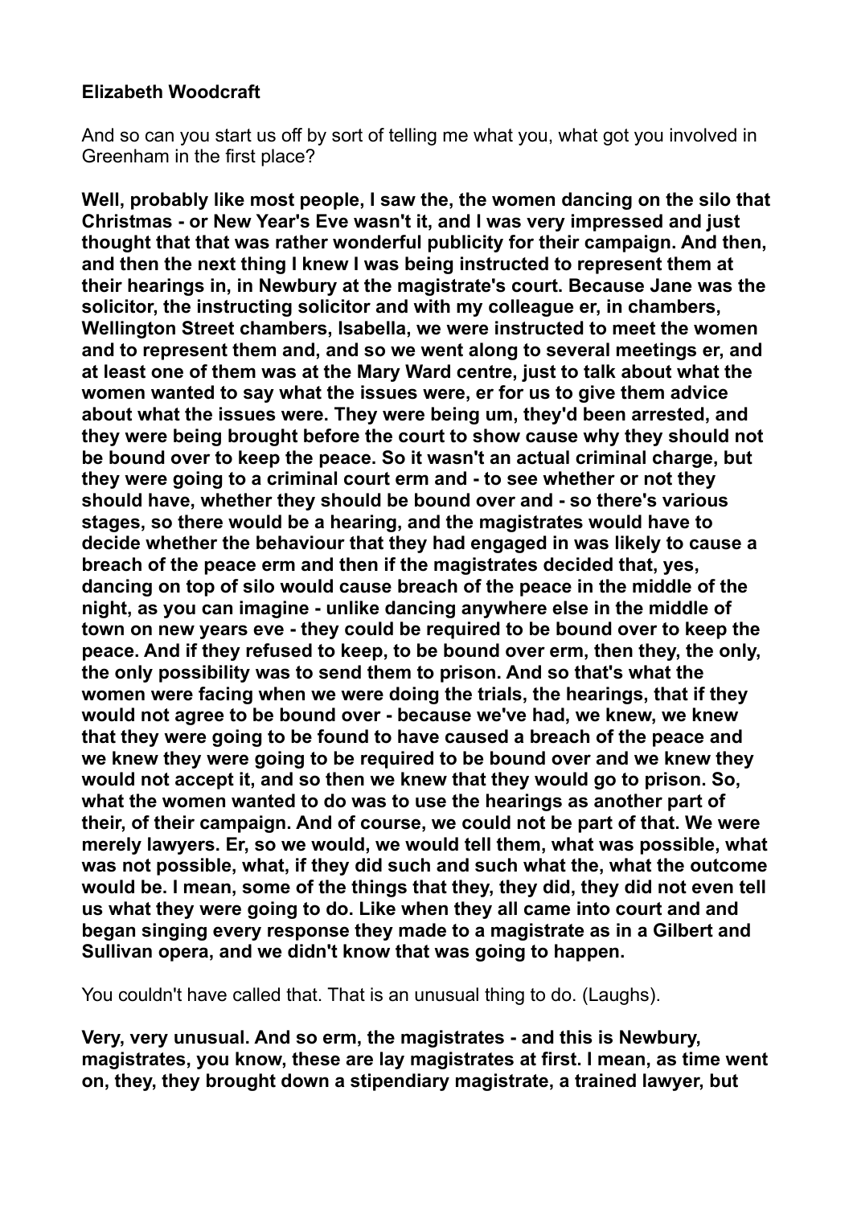**Elizabeth Woodcraft**

And so can you start us off by sort of telling me what you, what got you involved in Greenham in the first place?

**Well, probably like most people, I saw the, the women dancing on the silo that Christmas - or New Year's Eve wasn't it, and I was very impressed and just thought that that was rather wonderful publicity for their campaign. And then, and then the next thing I knew I was being instructed to represent them at their hearings in, in Newbury at the magistrate's court. Because Jane was the solicitor, the instructing solicitor and with my colleague er, in chambers, Wellington Street chambers, Isabella, we were instructed to meet the women and to represent them and, and so we went along to several meetings er, and at least one of them was at the Mary Ward centre, just to talk about what the women wanted to say what the issues were, er for us to give them advice about what the issues were. They were being um, they'd been arrested, and they were being brought before the court to show cause why they should not be bound over to keep the peace. So it wasn't an actual criminal charge, but they were going to a criminal court erm and - to see whether or not they should have, whether they should be bound over and - so there's various stages, so there would be a hearing, and the magistrates would have to decide whether the behaviour that they had engaged in was likely to cause a breach of the peace erm and then if the magistrates decided that, yes, dancing on top of silo would cause breach of the peace in the middle of the night, as you can imagine - unlike dancing anywhere else in the middle of town on new years eve - they could be required to be bound over to keep the peace. And if they refused to keep, to be bound over erm, then they, the only, the only possibility was to send them to prison. And so that's what the women were facing when we were doing the trials, the hearings, that if they would not agree to be bound over - because we've had, we knew, we knew that they were going to be found to have caused a breach of the peace and we knew they were going to be required to be bound over and we knew they would not accept it, and so then we knew that they would go to prison. So, what the women wanted to do was to use the hearings as another part of their, of their campaign. And of course, we could not be part of that. We were merely lawyers. Er, so we would, we would tell them, what was possible, what was not possible, what, if they did such and such what the, what the outcome would be. I mean, some of the things that they, they did, they did not even tell us what they were going to do. Like when they all came into court and and began singing every response they made to a magistrate as in a Gilbert and Sullivan opera, and we didn't know that was going to happen.**

You couldn't have called that. That is an unusual thing to do. (Laughs).

**Very, very unusual. And so erm, the magistrates - and this is Newbury, magistrates, you know, these are lay magistrates at first. I mean, as time went on, they, they brought down a stipendiary magistrate, a trained lawyer, but**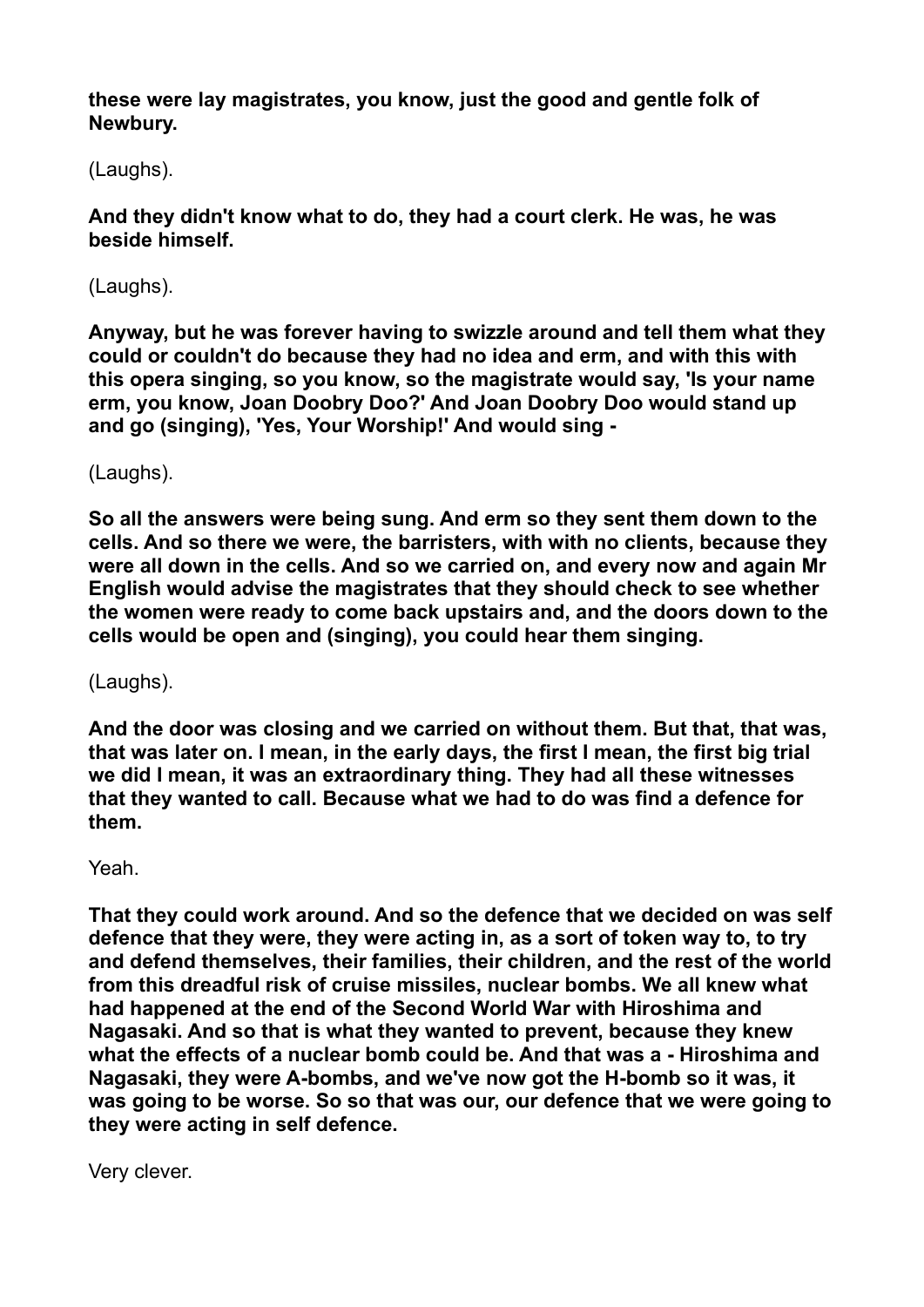**these were lay magistrates, you know, just the good and gentle folk of Newbury.**

(Laughs).

**And they didn't know what to do, they had a court clerk. He was, he was beside himself.**

(Laughs).

**Anyway, but he was forever having to swizzle around and tell them what they could or couldn't do because they had no idea and erm, and with this with this opera singing, so you know, so the magistrate would say, 'Is your name erm, you know, Joan Doobry Doo?' And Joan Doobry Doo would stand up and go (singing), 'Yes, Your Worship!' And would sing -**

(Laughs).

**So all the answers were being sung. And erm so they sent them down to the cells. And so there we were, the barristers, with with no clients, because they were all down in the cells. And so we carried on, and every now and again Mr English would advise the magistrates that they should check to see whether the women were ready to come back upstairs and, and the doors down to the cells would be open and (singing), you could hear them singing.**

(Laughs).

**And the door was closing and we carried on without them. But that, that was, that was later on. I mean, in the early days, the first I mean, the first big trial we did I mean, it was an extraordinary thing. They had all these witnesses that they wanted to call. Because what we had to do was find a defence for them.**

Yeah.

**That they could work around. And so the defence that we decided on was self defence that they were, they were acting in, as a sort of token way to, to try and defend themselves, their families, their children, and the rest of the world from this dreadful risk of cruise missiles, nuclear bombs. We all knew what had happened at the end of the Second World War with Hiroshima and Nagasaki. And so that is what they wanted to prevent, because they knew what the effects of a nuclear bomb could be. And that was a - Hiroshima and Nagasaki, they were A-bombs, and we've now got the H-bomb so it was, it was going to be worse. So so that was our, our defence that we were going to they were acting in self defence.**

Very clever.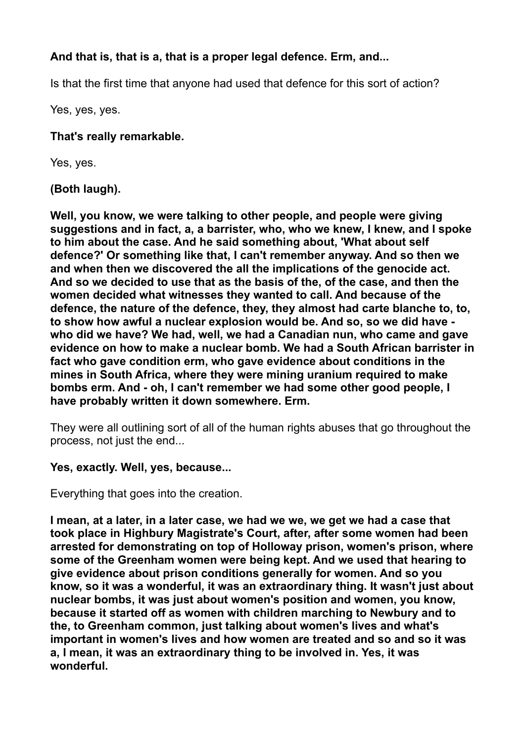**And that is, that is a, that is a proper legal defence. Erm, and...**

Is that the first time that anyone had used that defence for this sort of action?

Yes, yes, yes.

**That's really remarkable.**

Yes, yes.

**(Both laugh).**

**Well, you know, we were talking to other people, and people were giving suggestions and in fact, a, a barrister, who, who we knew, I knew, and I spoke to him about the case. And he said something about, 'What about self defence?' Or something like that, I can't remember anyway. And so then we and when then we discovered the all the implications of the genocide act. And so we decided to use that as the basis of the, of the case, and then the women decided what witnesses they wanted to call. And because of the defence, the nature of the defence, they, they almost had carte blanche to, to, to show how awful a nuclear explosion would be. And so, so we did have - who did we have? We had, well, we had a Canadian nun, who came and gave evidence on how to make a nuclear bomb. We had a South African barrister in fact who gave condition erm, who gave evidence about conditions in the mines in South Africa, where they were mining uranium required to make bombs erm. And - oh, I can't remember we had some other good people, I have probably written it down somewhere. Erm.**

They were all outlining sort of all of the human rights abuses that go throughout the process, not just the end...

**Yes, exactly. Well, yes, because...**

Everything that goes into the creation.

**I mean, at a later, in a later case, we had we we, we get we had a case that took place in Highbury Magistrate's Court, after, after some women had been arrested for demonstrating on top of Holloway prison, women's prison, where some of the Greenham women were being kept. And we used that hearing to give evidence about prison conditions generally for women. And so you know, so it was a wonderful, it was an extraordinary thing. It wasn't just about nuclear bombs, it was just about women's position and women, you know, because it started off as women with children marching to Newbury and to the, to Greenham common, just talking about women's lives and what's important in women's lives and how women are treated and so and so it was a, I mean, it was an extraordinary thing to be involved in. Yes, it was wonderful.**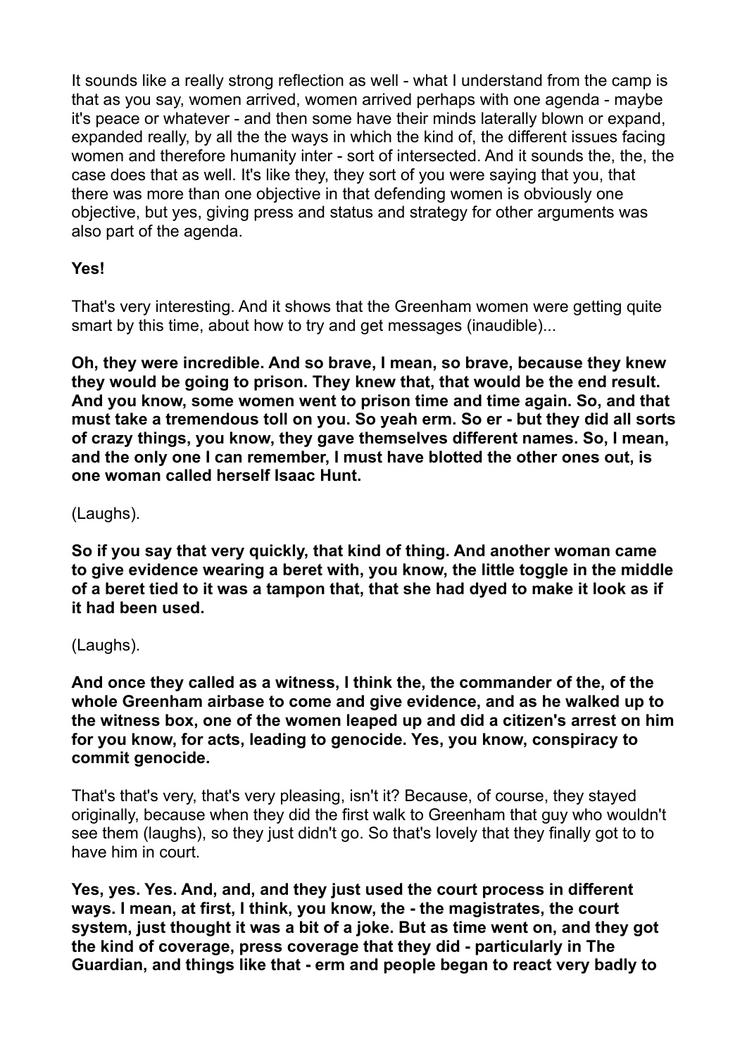It sounds like a really strong reflection as well - what I understand from the camp is that as you say, women arrived, women arrived perhaps with one agenda - maybe it's peace or whatever - and then some have their minds laterally blown or expand, expanded really, by all the the ways in which the kind of, the different issues facing women and therefore humanity inter - sort of intersected. And it sounds the, the, the case does that as well. It's like they, they sort of you were saying that you, that there was more than one objective in that defending women is obviously one objective, but yes, giving press and status and strategy for other arguments was also part of the agenda.

**Yes!**

That's very interesting. And it shows that the Greenham women were getting quite smart by this time, about how to try and get messages (inaudible)...

**Oh, they were incredible. And so brave, I mean, so brave, because they knew they would be going to prison. They knew that, that would be the end result. And you know, some women went to prison time and time again. So, and that must take a tremendous toll on you. So yeah erm. So er - but they did all sorts of crazy things, you know, they gave themselves different names. So, I mean, and the only one I can remember, I must have blotted the other ones out, is one woman called herself Isaac Hunt.**

(Laughs).

**So if you say that very quickly, that kind of thing. And another woman came to give evidence wearing a beret with, you know, the little toggle in the middle of a beret tied to it was a tampon that, that she had dyed to make it look as if it had been used.**

(Laughs).

**And once they called as a witness, I think the, the commander of the, of the whole Greenham airbase to come and give evidence, and as he walked up to the witness box, one of the women leaped up and did a citizen's arrest on him for you know, for acts, leading to genocide. Yes, you know, conspiracy to commit genocide.**

That's that's very, that's very pleasing, isn't it? Because, of course, they stayed originally, because when they did the first walk to Greenham that guy who wouldn't see them (laughs), so they just didn't go. So that's lovely that they finally got to to have him in court.

**Yes, yes. Yes. And, and, and they just used the court process in different ways. I mean, at first, I think, you know, the - the magistrates, the court system, just thought it was a bit of a joke. But as time went on, and they got the kind of coverage, press coverage that they did - particularly in The Guardian, and things like that - erm and people began to react very badly to**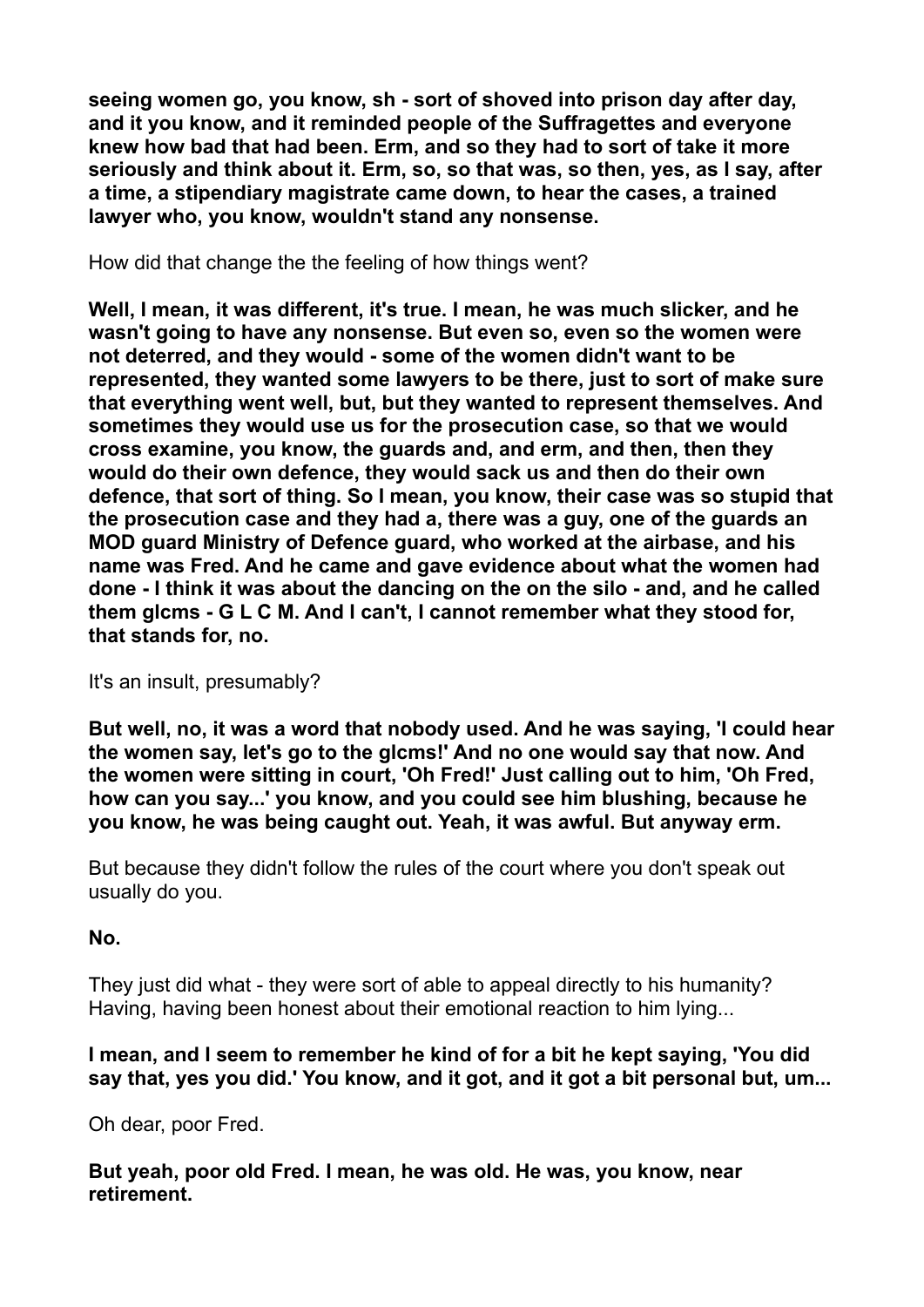**seeing women go, you know, sh - sort of shoved into prison day after day, and it you know, and it reminded people of the Suffragettes and everyone knew how bad that had been. Erm, and so they had to sort of take it more seriously and think about it. Erm, so, so that was, so then, yes, as I say, after a time, a stipendiary magistrate came down, to hear the cases, a trained lawyer who, you know, wouldn't stand any nonsense.**

How did that change the the feeling of how things went?

**Well, I mean, it was different, it's true. I mean, he was much slicker, and he wasn't going to have any nonsense. But even so, even so the women were not deterred, and they would - some of the women didn't want to be represented, they wanted some lawyers to be there, just to sort of make sure that everything went well, but, but they wanted to represent themselves. And sometimes they would use us for the prosecution case, so that we would cross examine, you know, the guards and, and erm, and then, then they would do their own defence, they would sack us and then do their own defence, that sort of thing. So I mean, you know, their case was so stupid that the prosecution case and they had a, there was a guy, one of the guards an MOD guard Ministry of Defence guard, who worked at the airbase, and his name was Fred. And he came and gave evidence about what the women had done - I think it was about the dancing on the on the silo - and, and he called them glcms - G L C M. And I can't, I cannot remember what they stood for, that stands for, no.**

It's an insult, presumably?

**But well, no, it was a word that nobody used. And he was saying, 'I could hear the women say, let's go to the glcms!' And no one would say that now. And the women were sitting in court, 'Oh Fred!' Just calling out to him, 'Oh Fred, how can you say...' you know, and you could see him blushing, because he you know, he was being caught out. Yeah, it was awful. But anyway erm.**

But because they didn't follow the rules of the court where you don't speak out usually do you.

**No.**

They just did what - they were sort of able to appeal directly to his humanity? Having, having been honest about their emotional reaction to him lying...

**I mean, and I seem to remember he kind of for a bit he kept saying, 'You did say that, yes you did.' You know, and it got, and it got a bit personal but, um...**

Oh dear, poor Fred.

**But yeah, poor old Fred. I mean, he was old. He was, you know, near retirement.**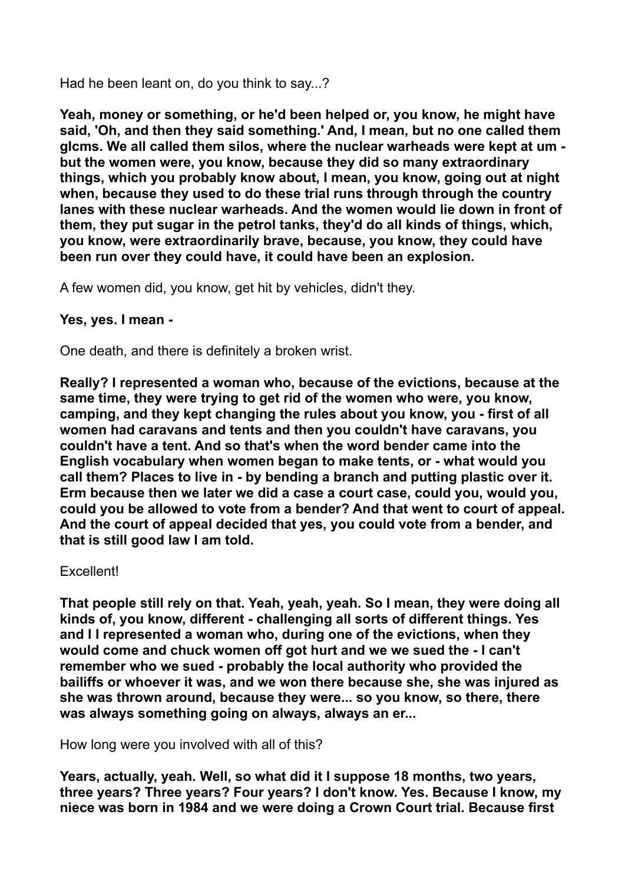Had he been leant on, do you think to say...?

**Yeah, money or something, or he'd been helped or, you know, he might have said, 'Oh, and then they said something.' And, I mean, but no one called them glcms. We all called them silos, where the nuclear warheads were kept at um - but the women were, you know, because they did so many extraordinary things, which you probably know about, I mean, you know, going out at night when, because they used to do these trial runs through through the country lanes with these nuclear warheads. And the women would lie down in front of them, they put sugar in the petrol tanks, they'd do all kinds of things, which, you know, were extraordinarily brave, because, you know, they could have been run over they could have, it could have been an explosion.**

A few women did, you know, get hit by vehicles, didn't they.

**Yes, yes. I mean -**

One death, and there is definitely a broken wrist.

**Really? I represented a woman who, because of the evictions, because at the same time, they were trying to get rid of the women who were, you know, camping, and they kept changing the rules about you know, you - first of all women had caravans and tents and then you couldn't have caravans, you couldn't have a tent. And so that's when the word bender came into the English vocabulary when women began to make tents, or - what would you call them? Places to live in - by bending a branch and putting plastic over it. Erm because then we later we did a case a court case, could you, would you, could you be allowed to vote from a bender? And that went to court of appeal. And the court of appeal decided that yes, you could vote from a bender, and that is still good law I am told.**

Excellent!

**That people still rely on that. Yeah, yeah, yeah. So I mean, they were doing all kinds of, you know, different - challenging all sorts of different things. Yes and I I represented a woman who, during one of the evictions, when they would come and chuck women off got hurt and we we sued the - I can't remember who we sued - probably the local authority who provided the bailiffs or whoever it was, and we won there because she, she was injured as she was thrown around, because they were... so you know, so there, there was always something going on always, always an er...**

How long were you involved with all of this?

**Years, actually, yeah. Well, so what did it I suppose 18 months, two years, three years? Three years? Four years? I don't know. Yes. Because I know, my niece was born in 1984 and we were doing a Crown Court trial. Because first**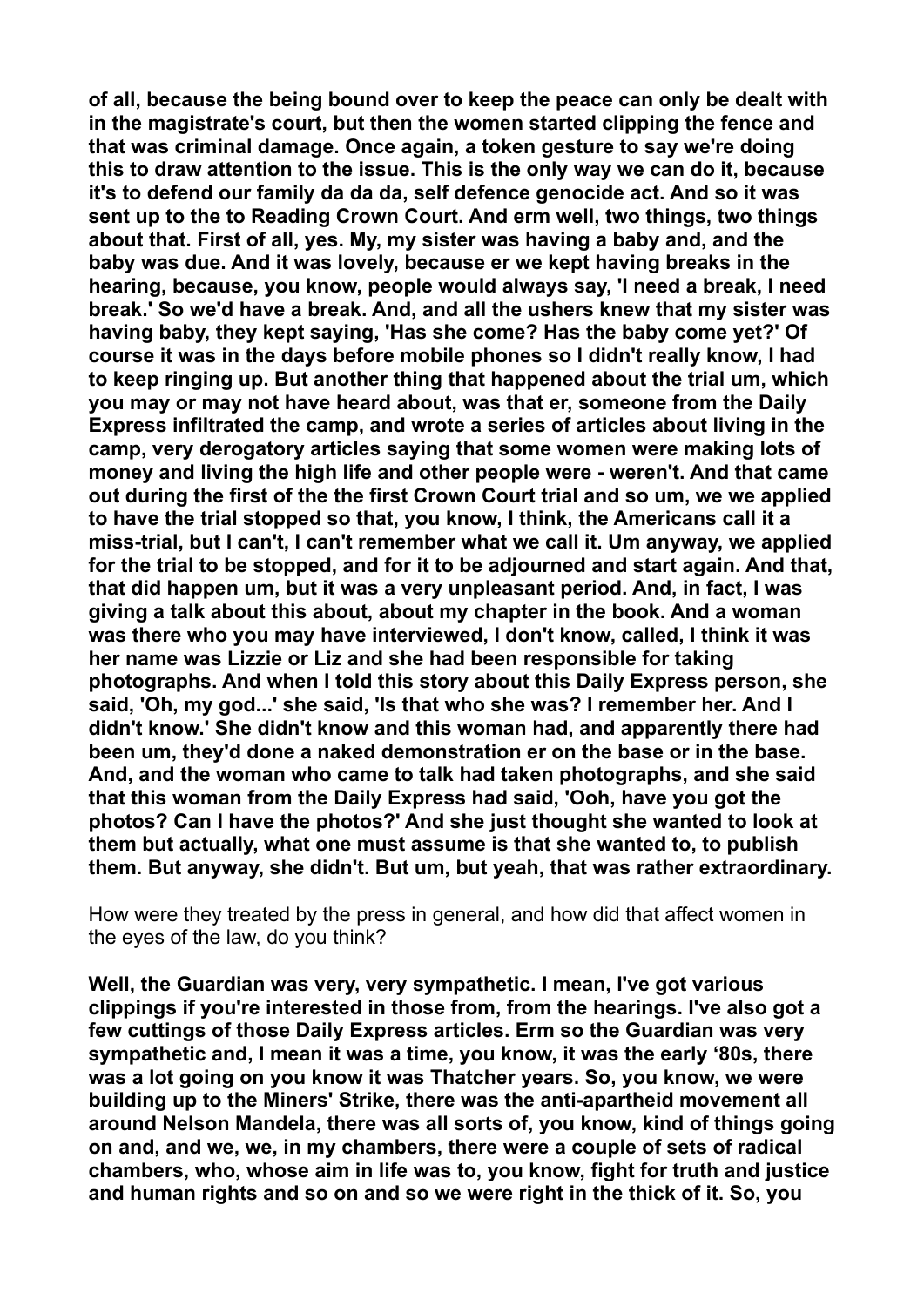**of all, because the being bound over to keep the peace can only be dealt with in the magistrate's court, but then the women started clipping the fence and that was criminal damage. Once again, a token gesture to say we're doing this to draw attention to the issue. This is the only way we can do it, because it's to defend our family da da da, self defence genocide act. And so it was sent up to the to Reading Crown Court. And erm well, two things, two things about that. First of all, yes. My, my sister was having a baby and, and the baby was due. And it was lovely, because er we kept having breaks in the hearing, because, you know, people would always say, 'I need a break, I need break.' So we'd have a break. And, and all the ushers knew that my sister was having baby, they kept saying, 'Has she come? Has the baby come yet?' Of course it was in the days before mobile phones so I didn't really know, I had to keep ringing up. But another thing that happened about the trial um, which you may or may not have heard about, was that er, someone from the Daily Express infiltrated the camp, and wrote a series of articles about living in the camp, very derogatory articles saying that some women were making lots of money and living the high life and other people were - weren't. And that came out during the first of the the first Crown Court trial and so um, we we applied to have the trial stopped so that, you know, I think, the Americans call it a miss-trial, but I can't, I can't remember what we call it. Um anyway, we applied for the trial to be stopped, and for it to be adjourned and start again. And that, that did happen um, but it was a very unpleasant period. And, in fact, I was giving a talk about this about, about my chapter in the book. And a woman was there who you may have interviewed, I don't know, called, I think it was her name was Lizzie or Liz and she had been responsible for taking photographs. And when I told this story about this Daily Express person, she said, 'Oh, my god...' she said, 'Is that who she was? I remember her. And I didn't know.' She didn't know and this woman had, and apparently there had been um, they'd done a naked demonstration er on the base or in the base. And, and the woman who came to talk had taken photographs, and she said that this woman from the Daily Express had said, 'Ooh, have you got the photos? Can I have the photos?' And she just thought she wanted to look at them but actually, what one must assume is that she wanted to, to publish them. But anyway, she didn't. But um, but yeah, that was rather extraordinary.**

How were they treated by the press in general, and how did that affect women in the eyes of the law, do you think?

**Well, the Guardian was very, very sympathetic. I mean, I've got various clippings if you're interested in those from, from the hearings. I've also got a few cuttings of those Daily Express articles. Erm so the Guardian was very sympathetic and, I mean it was a time, you know, it was the early '80s, there was a lot going on you know it was Thatcher years. So, you know, we were building up to the Miners' Strike, there was the anti-apartheid movement all around Nelson Mandela, there was all sorts of, you know, kind of things going on and, and we, we, in my chambers, there were a couple of sets of radical chambers, who, whose aim in life was to, you know, fight for truth and justice and human rights and so on and so we were right in the thick of it. So, you**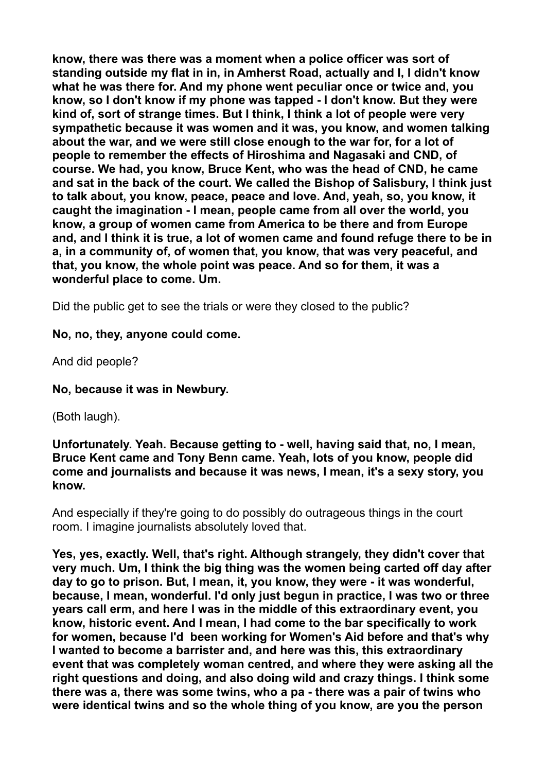**know, there was there was a moment when a police officer was sort of standing outside my flat in in, in Amherst Road, actually and I, I didn't know what he was there for. And my phone went peculiar once or twice and, you know, so I don't know if my phone was tapped - I don't know. But they were kind of, sort of strange times. But I think, I think a lot of people were very sympathetic because it was women and it was, you know, and women talking about the war, and we were still close enough to the war for, for a lot of people to remember the effects of Hiroshima and Nagasaki and CND, of course. We had, you know, Bruce Kent, who was the head of CND, he came and sat in the back of the court. We called the Bishop of Salisbury, I think just to talk about, you know, peace, peace and love. And, yeah, so, you know, it caught the imagination - I mean, people came from all over the world, you know, a group of women came from America to be there and from Europe and, and I think it is true, a lot of women came and found refuge there to be in a, in a community of, of women that, you know, that was very peaceful, and that, you know, the whole point was peace. And so for them, it was a wonderful place to come. Um.**

Did the public get to see the trials or were they closed to the public?

**No, no, they, anyone could come.**

And did people?

**No, because it was in Newbury.**

(Both laugh).

**Unfortunately. Yeah. Because getting to - well, having said that, no, I mean, Bruce Kent came and Tony Benn came. Yeah, lots of you know, people did come and journalists and because it was news, I mean, it's a sexy story, you know.**

And especially if they're going to do possibly do outrageous things in the court room. I imagine journalists absolutely loved that.

**Yes, yes, exactly. Well, that's right. Although strangely, they didn't cover that very much. Um, I think the big thing was the women being carted off day after day to go to prison. But, I mean, it, you know, they were - it was wonderful, because, I mean, wonderful. I'd only just begun in practice, I was two or three years call erm, and here I was in the middle of this extraordinary event, you know, historic event. And I mean, I had come to the bar specifically to work for women, because I'd been working for Women's Aid before and that's why I wanted to become a barrister and, and here was this, this extraordinary event that was completely woman centred, and where they were asking all the right questions and doing, and also doing wild and crazy things. I think some there was a, there was some twins, who a pa - there was a pair of twins who were identical twins and so the whole thing of you know, are you the person**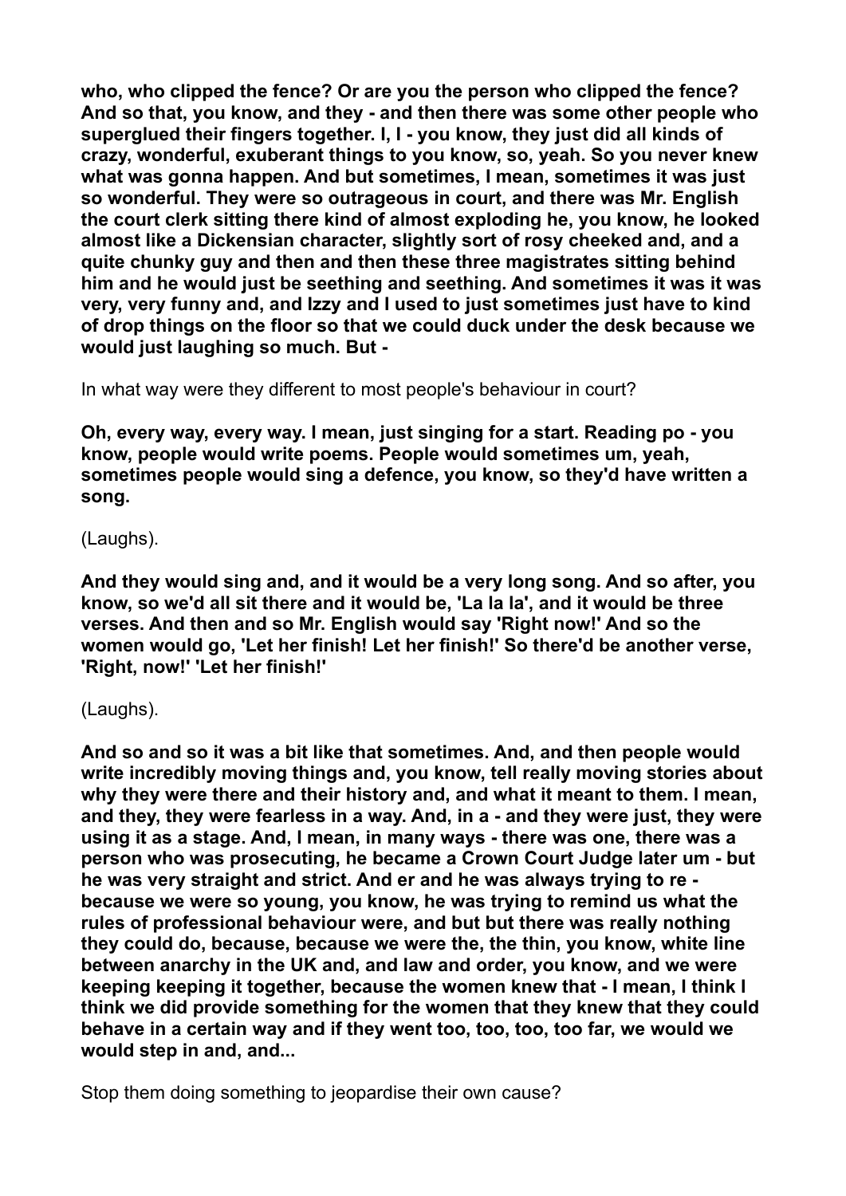**who, who clipped the fence? Or are you the person who clipped the fence? And so that, you know, and they - and then there was some other people who superglued their fingers together. I, I - you know, they just did all kinds of crazy, wonderful, exuberant things to you know, so, yeah. So you never knew what was gonna happen. And but sometimes, I mean, sometimes it was just so wonderful. They were so outrageous in court, and there was Mr. English the court clerk sitting there kind of almost exploding he, you know, he looked almost like a Dickensian character, slightly sort of rosy cheeked and, and a quite chunky guy and then and then these three magistrates sitting behind him and he would just be seething and seething. And sometimes it was it was very, very funny and, and Izzy and I used to just sometimes just have to kind of drop things on the floor so that we could duck under the desk because we would just laughing so much. But -**

In what way were they different to most people's behaviour in court?

**Oh, every way, every way. I mean, just singing for a start. Reading po - you know, people would write poems. People would sometimes um, yeah, sometimes people would sing a defence, you know, so they'd have written a song.**

(Laughs).

**And they would sing and, and it would be a very long song. And so after, you know, so we'd all sit there and it would be, 'La la la', and it would be three verses. And then and so Mr. English would say 'Right now!' And so the women would go, 'Let her finish! Let her finish!' So there'd be another verse, 'Right, now!' 'Let her finish!'**

(Laughs).

**And so and so it was a bit like that sometimes. And, and then people would write incredibly moving things and, you know, tell really moving stories about why they were there and their history and, and what it meant to them. I mean, and they, they were fearless in a way. And, in a - and they were just, they were using it as a stage. And, I mean, in many ways - there was one, there was a person who was prosecuting, he became a Crown Court Judge later um - but he was very straight and strict. And er and he was always trying to re - because we were so young, you know, he was trying to remind us what the rules of professional behaviour were, and but but there was really nothing they could do, because, because we were the, the thin, you know, white line between anarchy in the UK and, and law and order, you know, and we were keeping keeping it together, because the women knew that - I mean, I think I think we did provide something for the women that they knew that they could behave in a certain way and if they went too, too, too, too far, we would we would step in and, and...**

Stop them doing something to jeopardise their own cause?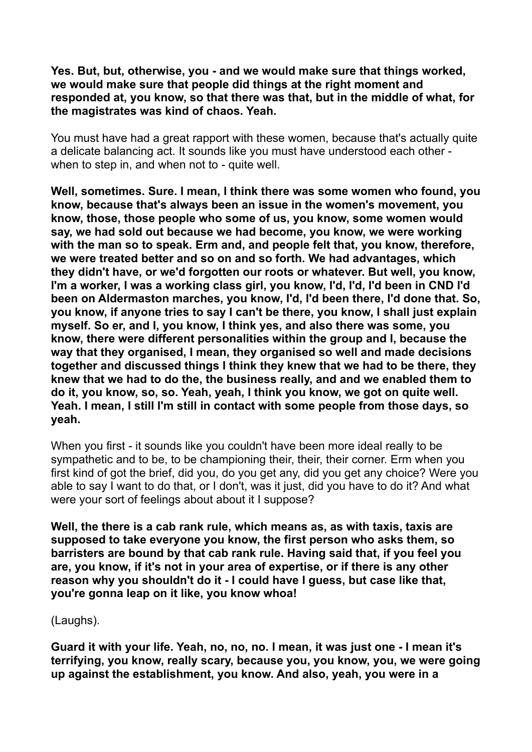**Yes. But, but, otherwise, you - and we would make sure that things worked, we would make sure that people did things at the right moment and responded at, you know, so that there was that, but in the middle of what, for the magistrates was kind of chaos. Yeah.**

You must have had a great rapport with these women, because that's actually quite a delicate balancing act. It sounds like you must have understood each other - when to step in, and when not to - quite well.

**Well, sometimes. Sure. I mean, I think there was some women who found, you know, because that's always been an issue in the women's movement, you know, those, those people who some of us, you know, some women would say, we had sold out because we had become, you know, we were working with the man so to speak. Erm and, and people felt that, you know, therefore, we were treated better and so on and so forth. We had advantages, which they didn't have, or we'd forgotten our roots or whatever. But well, you know, I'm a worker, I was a working class girl, you know, I'd, I'd, I'd been in CND I'd been on Aldermaston marches, you know, I'd, I'd been there, I'd done that. So, you know, if anyone tries to say I can't be there, you know, I shall just explain myself. So er, and I, you know, I think yes, and also there was some, you know, there were different personalities within the group and I, because the way that they organised, I mean, they organised so well and made decisions together and discussed things I think they knew that we had to be there, they knew that we had to do the, the business really, and and we enabled them to do it, you know, so, so. Yeah, yeah, I think you know, we got on quite well. Yeah. I mean, I still I'm still in contact with some people from those days, so yeah.**

When you first - it sounds like you couldn't have been more ideal really to be sympathetic and to be, to be championing their, their, their corner. Erm when you first kind of got the brief, did you, do you get any, did you get any choice? Were you able to say I want to do that, or I don't, was it just, did you have to do it? And what were your sort of feelings about about it I suppose?

**Well, the there is a cab rank rule, which means as, as with taxis, taxis are supposed to take everyone you know, the first person who asks them, so barristers are bound by that cab rank rule. Having said that, if you feel you are, you know, if it's not in your area of expertise, or if there is any other reason why you shouldn't do it - I could have I guess, but case like that, you're gonna leap on it like, you know whoa!**

(Laughs).

**Guard it with your life. Yeah, no, no, no. I mean, it was just one - I mean it's terrifying, you know, really scary, because you, you know, you, we were going up against the establishment, you know. And also, yeah, you were in a**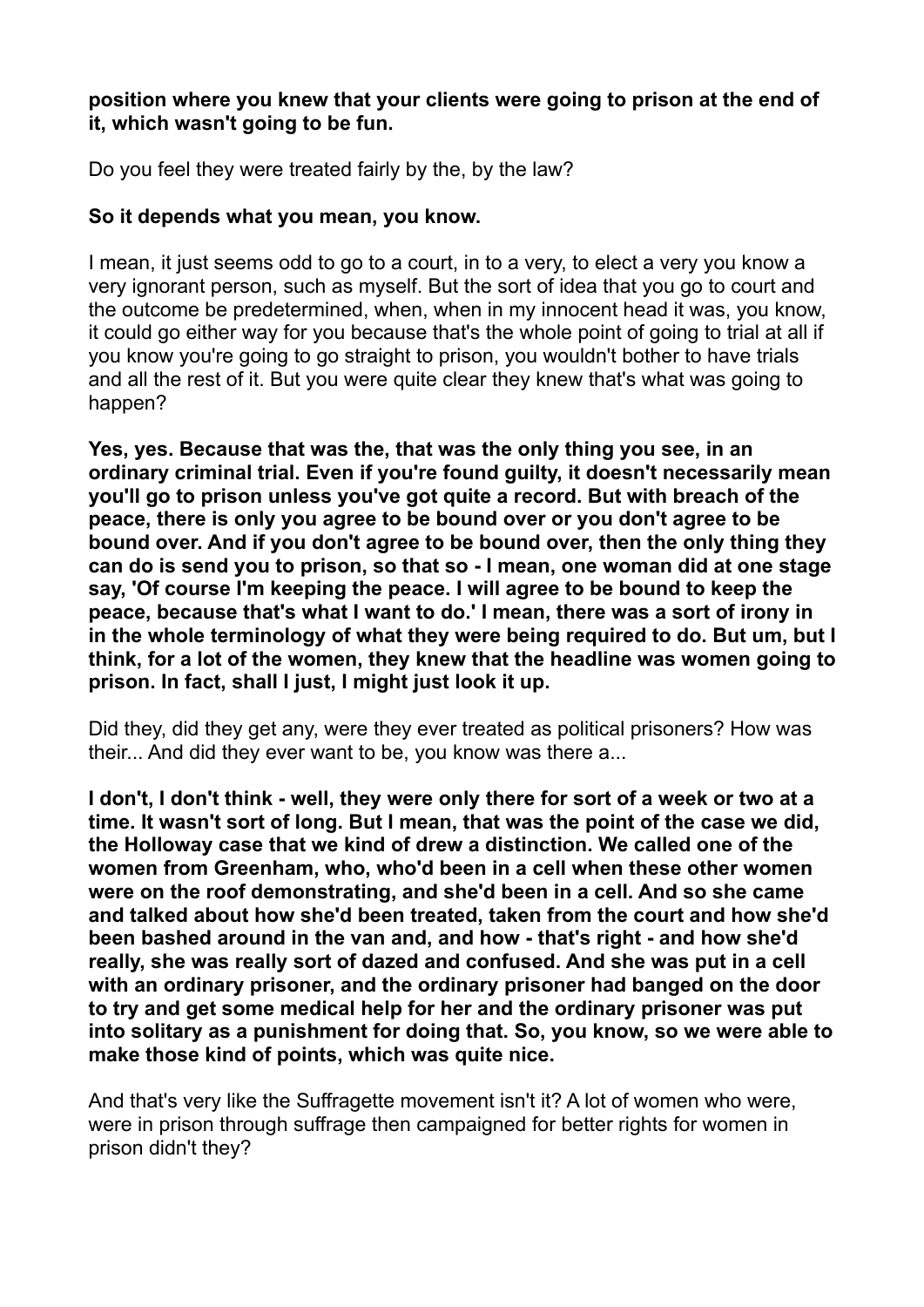**position where you knew that your clients were going to prison at the end of it, which wasn't going to be fun.**

Do you feel they were treated fairly by the, by the law?

**So it depends what you mean, you know.**

I mean, it just seems odd to go to a court, in to a very, to elect a very you know a very ignorant person, such as myself. But the sort of idea that you go to court and the outcome be predetermined, when, when in my innocent head it was, you know, it could go either way for you because that's the whole point of going to trial at all if you know you're going to go straight to prison, you wouldn't bother to have trials and all the rest of it. But you were quite clear they knew that's what was going to happen?

**Yes, yes. Because that was the, that was the only thing you see, in an ordinary criminal trial. Even if you're found guilty, it doesn't necessarily mean you'll go to prison unless you've got quite a record. But with breach of the peace, there is only you agree to be bound over or you don't agree to be bound over. And if you don't agree to be bound over, then the only thing they can do is send you to prison, so that so - I mean, one woman did at one stage say, 'Of course I'm keeping the peace. I will agree to be bound to keep the peace, because that's what I want to do.' I mean, there was a sort of irony in in the whole terminology of what they were being required to do. But um, but I think, for a lot of the women, they knew that the headline was women going to prison. In fact, shall I just, I might just look it up.**

Did they, did they get any, were they ever treated as political prisoners? How was their... And did they ever want to be, you know was there a...

**I don't, I don't think - well, they were only there for sort of a week or two at a time. It wasn't sort of long. But I mean, that was the point of the case we did, the Holloway case that we kind of drew a distinction. We called one of the women from Greenham, who, who'd been in a cell when these other women were on the roof demonstrating, and she'd been in a cell. And so she came and talked about how she'd been treated, taken from the court and how she'd been bashed around in the van and, and how - that's right - and how she'd really, she was really sort of dazed and confused. And she was put in a cell with an ordinary prisoner, and the ordinary prisoner had banged on the door to try and get some medical help for her and the ordinary prisoner was put into solitary as a punishment for doing that. So, you know, so we were able to make those kind of points, which was quite nice.**

And that's very like the Suffragette movement isn't it? A lot of women who were, were in prison through suffrage then campaigned for better rights for women in prison didn't they?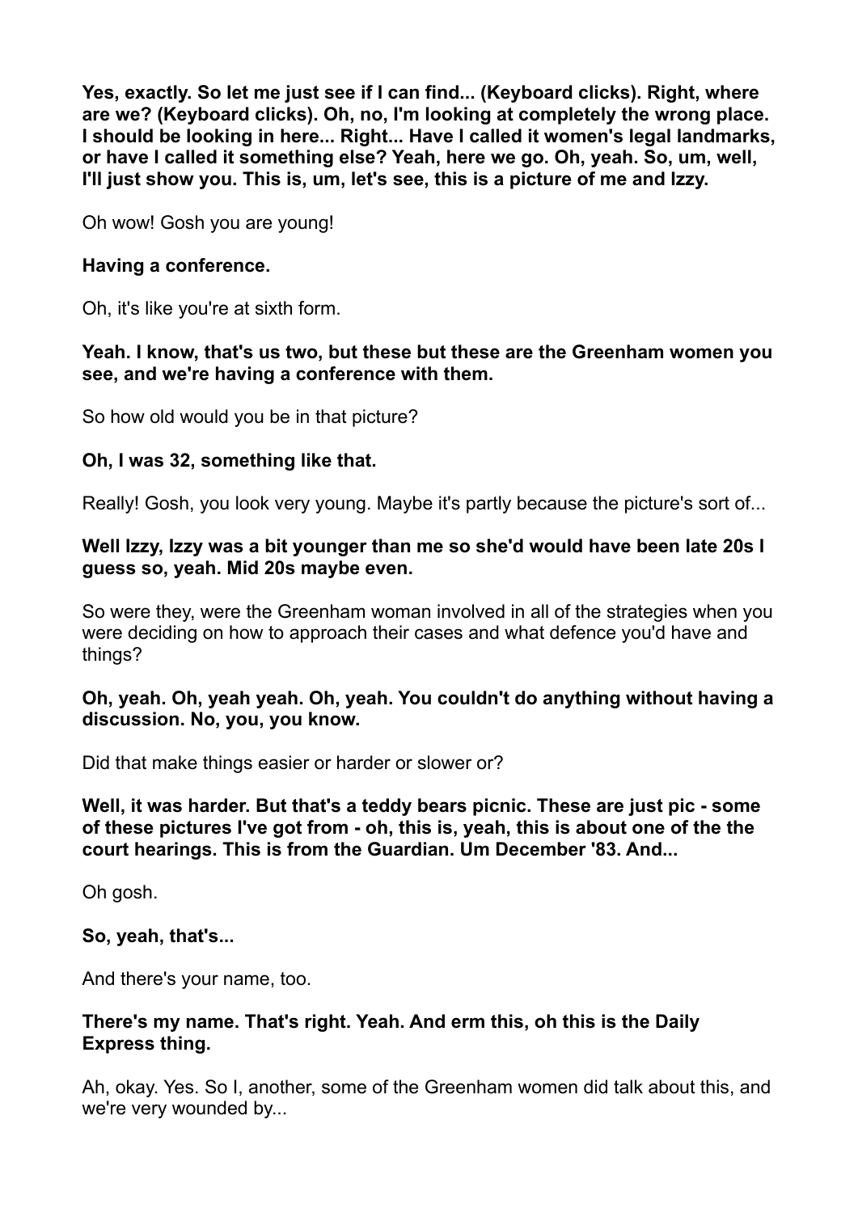**Yes, exactly. So let me just see if I can find... (Keyboard clicks). Right, where are we? (Keyboard clicks). Oh, no, I'm looking at completely the wrong place. I should be looking in here... Right... Have I called it women's legal landmarks, or have I called it something else? Yeah, here we go. Oh, yeah. So, um, well, I'll just show you. This is, um, let's see, this is a picture of me and Izzy.**

Oh wow! Gosh you are young!

**Having a conference.**

Oh, it's like you're at sixth form.

**Yeah. I know, that's us two, but these but these are the Greenham women you see, and we're having a conference with them.**

So how old would you be in that picture?

**Oh, I was 32, something like that.**

Really! Gosh, you look very young. Maybe it's partly because the picture's sort of...

**Well Izzy, Izzy was a bit younger than me so she'd would have been late 20s I guess so, yeah. Mid 20s maybe even.**

So were they, were the Greenham woman involved in all of the strategies when you were deciding on how to approach their cases and what defence you'd have and things?

**Oh, yeah. Oh, yeah yeah. Oh, yeah. You couldn't do anything without having a discussion. No, you, you know.**

Did that make things easier or harder or slower or?

**Well, it was harder. But that's a teddy bears picnic. These are just pic - some of these pictures I've got from - oh, this is, yeah, this is about one of the the court hearings. This is from the Guardian. Um December '83. And...**

Oh gosh.

**So, yeah, that's...**

And there's your name, too.

**There's my name. That's right. Yeah. And erm this, oh this is the Daily Express thing.**

Ah, okay. Yes. So I, another, some of the Greenham women did talk about this, and we're very wounded by...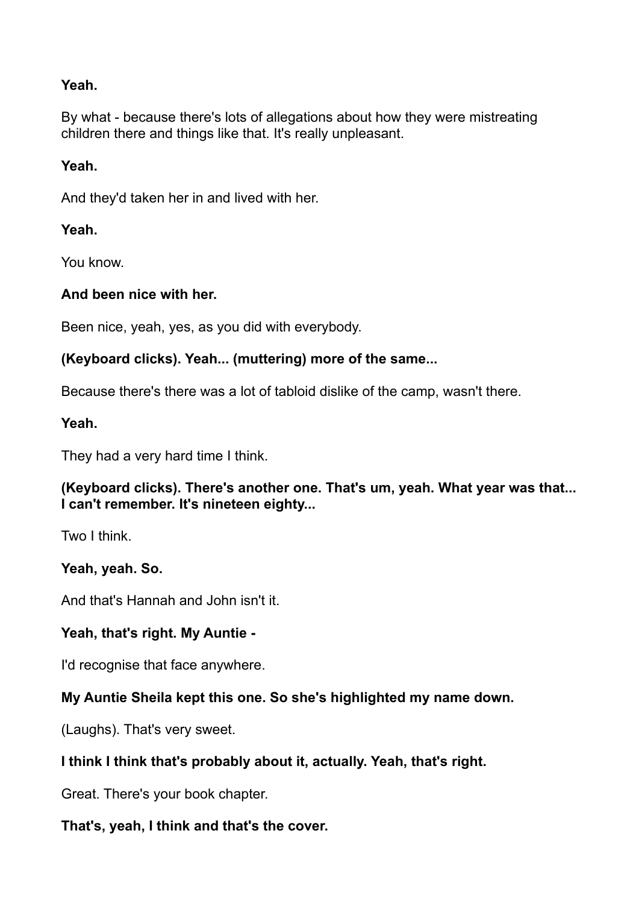**Yeah.**

By what - because there's lots of allegations about how they were mistreating children there and things like that. It's really unpleasant.

**Yeah.**

And they'd taken her in and lived with her.

**Yeah.**

You know.

**And been nice with her.**

Been nice, yeah, yes, as you did with everybody.

**(Keyboard clicks). Yeah... (muttering) more of the same...**

Because there's there was a lot of tabloid dislike of the camp, wasn't there.

**Yeah.**

They had a very hard time I think.

**(Keyboard clicks). There's another one. That's um, yeah. What year was that... I can't remember. It's nineteen eighty...**

Two I think.

**Yeah, yeah. So.**

And that's Hannah and John isn't it.

**Yeah, that's right. My Auntie -**

I'd recognise that face anywhere.

**My Auntie Sheila kept this one. So she's highlighted my name down.**

(Laughs). That's very sweet.

**I think I think that's probably about it, actually. Yeah, that's right.**

Great. There's your book chapter.

**That's, yeah, I think and that's the cover.**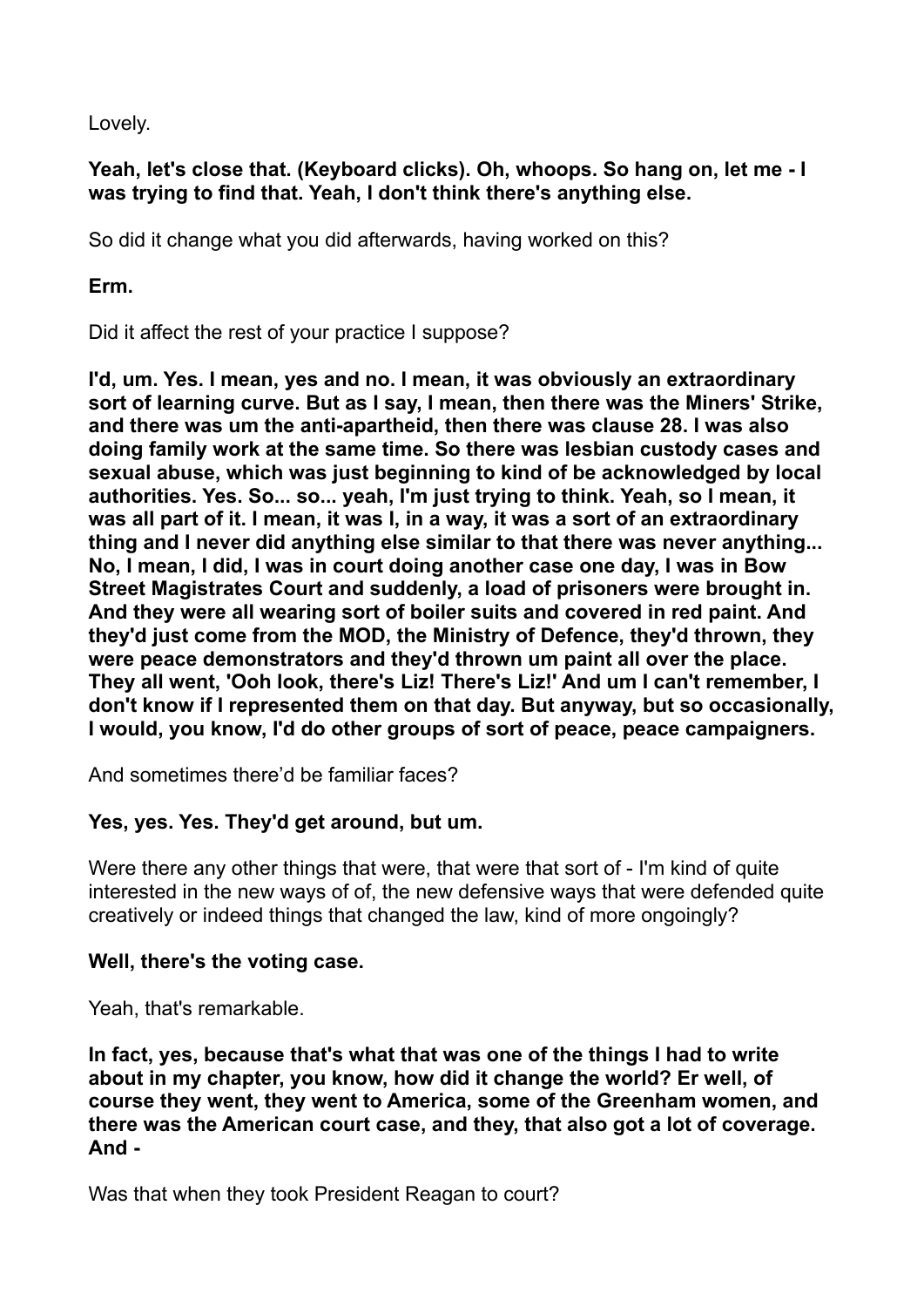Lovely.

**Yeah, let's close that. (Keyboard clicks). Oh, whoops. So hang on, let me - I was trying to find that. Yeah, I don't think there's anything else.**

So did it change what you did afterwards, having worked on this?

**Erm.**

Did it affect the rest of your practice I suppose?

**I'd, um. Yes. I mean, yes and no. I mean, it was obviously an extraordinary sort of learning curve. But as I say, I mean, then there was the Miners' Strike, and there was um the anti-apartheid, then there was clause 28. I was also doing family work at the same time. So there was lesbian custody cases and sexual abuse, which was just beginning to kind of be acknowledged by local authorities. Yes. So... so... yeah, I'm just trying to think. Yeah, so I mean, it was all part of it. I mean, it was I, in a way, it was a sort of an extraordinary thing and I never did anything else similar to that there was never anything... No, I mean, I did, I was in court doing another case one day, I was in Bow Street Magistrates Court and suddenly, a load of prisoners were brought in. And they were all wearing sort of boiler suits and covered in red paint. And they'd just come from the MOD, the Ministry of Defence, they'd thrown, they were peace demonstrators and they'd thrown um paint all over the place. They all went, 'Ooh look, there's Liz! There's Liz!' And um I can't remember, I don't know if I represented them on that day. But anyway, but so occasionally, I would, you know, I'd do other groups of sort of peace, peace campaigners.**

And sometimes there'd be familiar faces?

**Yes, yes. Yes. They'd get around, but um.**

Were there any other things that were, that were that sort of - I'm kind of quite interested in the new ways of of, the new defensive ways that were defended quite creatively or indeed things that changed the law, kind of more ongoingly?

**Well, there's the voting case.**

Yeah, that's remarkable.

**In fact, yes, because that's what that was one of the things I had to write about in my chapter, you know, how did it change the world? Er well, of course they went, they went to America, some of the Greenham women, and there was the American court case, and they, that also got a lot of coverage. And -**

Was that when they took President Reagan to court?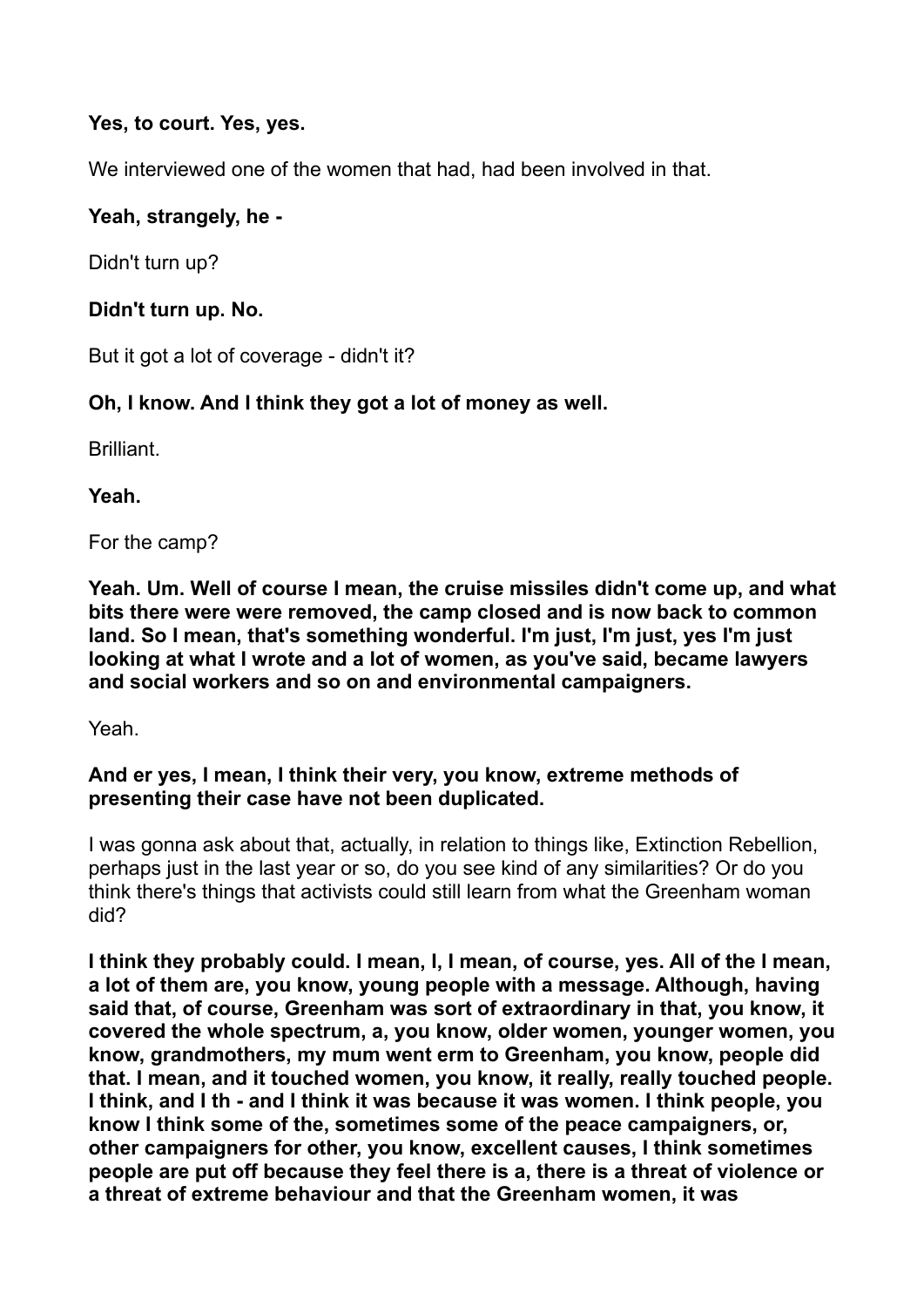**Yes, to court. Yes, yes.**

We interviewed one of the women that had, had been involved in that.

**Yeah, strangely, he -**

Didn't turn up?

**Didn't turn up. No.**

But it got a lot of coverage - didn't it?

**Oh, I know. And I think they got a lot of money as well.**

Brilliant.

**Yeah.**

For the camp?

**Yeah. Um. Well of course I mean, the cruise missiles didn't come up, and what bits there were were removed, the camp closed and is now back to common land. So I mean, that's something wonderful. I'm just, I'm just, yes I'm just looking at what I wrote and a lot of women, as you've said, became lawyers and social workers and so on and environmental campaigners.**

Yeah.

**And er yes, I mean, I think their very, you know, extreme methods of presenting their case have not been duplicated.**

I was gonna ask about that, actually, in relation to things like, Extinction Rebellion, perhaps just in the last year or so, do you see kind of any similarities? Or do you think there's things that activists could still learn from what the Greenham woman did?

**I think they probably could. I mean, I, I mean, of course, yes. All of the I mean, a lot of them are, you know, young people with a message. Although, having said that, of course, Greenham was sort of extraordinary in that, you know, it covered the whole spectrum, a, you know, older women, younger women, you know, grandmothers, my mum went erm to Greenham, you know, people did that. I mean, and it touched women, you know, it really, really touched people. I think, and I th - and I think it was because it was women. I think people, you know I think some of the, sometimes some of the peace campaigners, or, other campaigners for other, you know, excellent causes, I think sometimes people are put off because they feel there is a, there is a threat of violence or a threat of extreme behaviour and that the Greenham women, it was**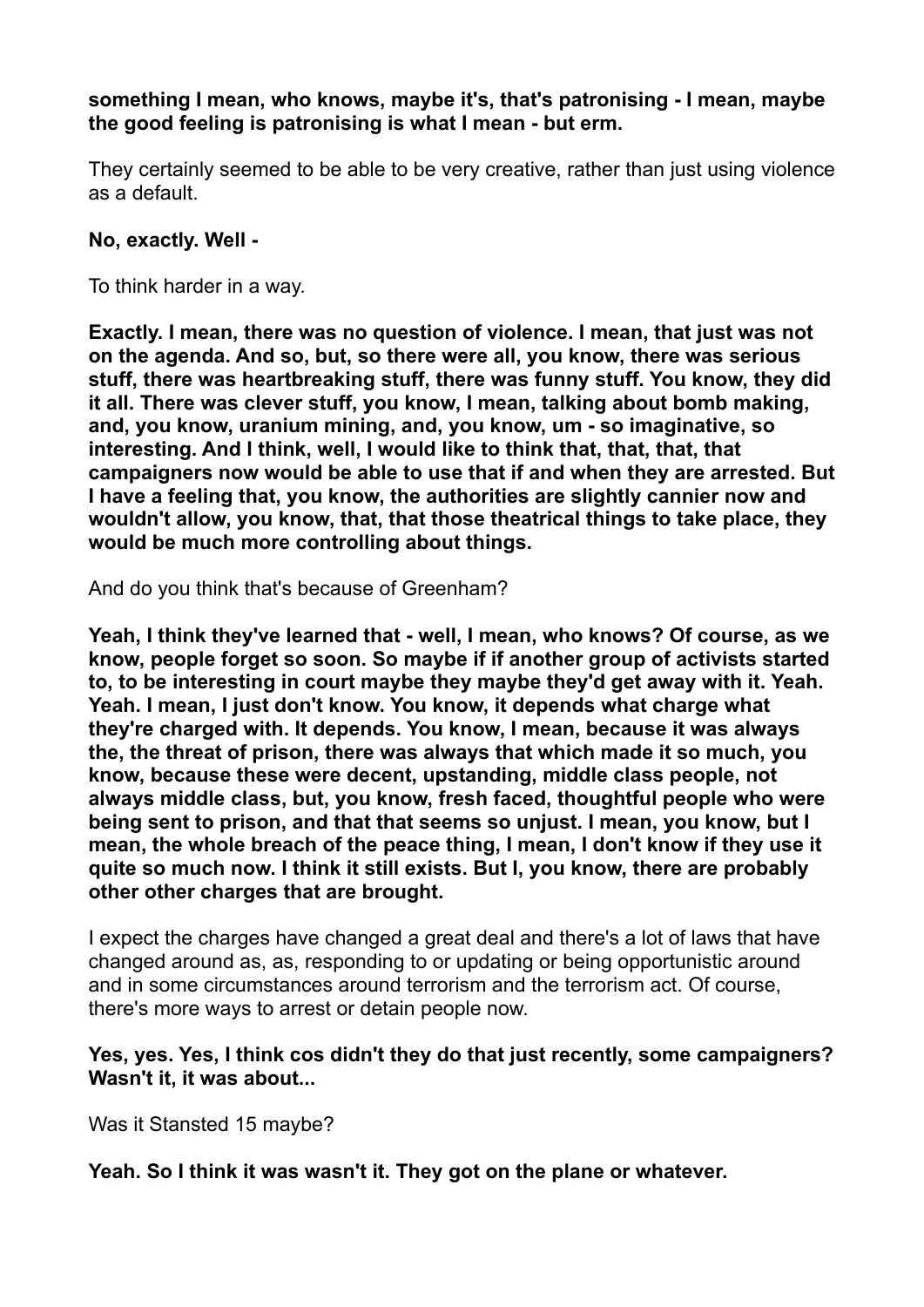**something I mean, who knows, maybe it's, that's patronising - I mean, maybe the good feeling is patronising is what I mean - but erm.**

They certainly seemed to be able to be very creative, rather than just using violence as a default.

**No, exactly. Well -**

To think harder in a way.

**Exactly. I mean, there was no question of violence. I mean, that just was not on the agenda. And so, but, so there were all, you know, there was serious stuff, there was heartbreaking stuff, there was funny stuff. You know, they did it all. There was clever stuff, you know, I mean, talking about bomb making, and, you know, uranium mining, and, you know, um - so imaginative, so interesting. And I think, well, I would like to think that, that, that, that campaigners now would be able to use that if and when they are arrested. But I have a feeling that, you know, the authorities are slightly cannier now and wouldn't allow, you know, that, that those theatrical things to take place, they would be much more controlling about things.**

And do you think that's because of Greenham?

**Yeah, I think they've learned that - well, I mean, who knows? Of course, as we know, people forget so soon. So maybe if if another group of activists started to, to be interesting in court maybe they maybe they'd get away with it. Yeah. Yeah. I mean, I just don't know. You know, it depends what charge what they're charged with. It depends. You know, I mean, because it was always the, the threat of prison, there was always that which made it so much, you know, because these were decent, upstanding, middle class people, not always middle class, but, you know, fresh faced, thoughtful people who were being sent to prison, and that that seems so unjust. I mean, you know, but I mean, the whole breach of the peace thing, I mean, I don't know if they use it quite so much now. I think it still exists. But I, you know, there are probably other other charges that are brought.**

I expect the charges have changed a great deal and there's a lot of laws that have changed around as, as, responding to or updating or being opportunistic around and in some circumstances around terrorism and the terrorism act. Of course, there's more ways to arrest or detain people now.

**Yes, yes. Yes, I think cos didn't they do that just recently, some campaigners? Wasn't it, it was about...**

Was it Stansted 15 maybe?

**Yeah. So I think it was wasn't it. They got on the plane or whatever.**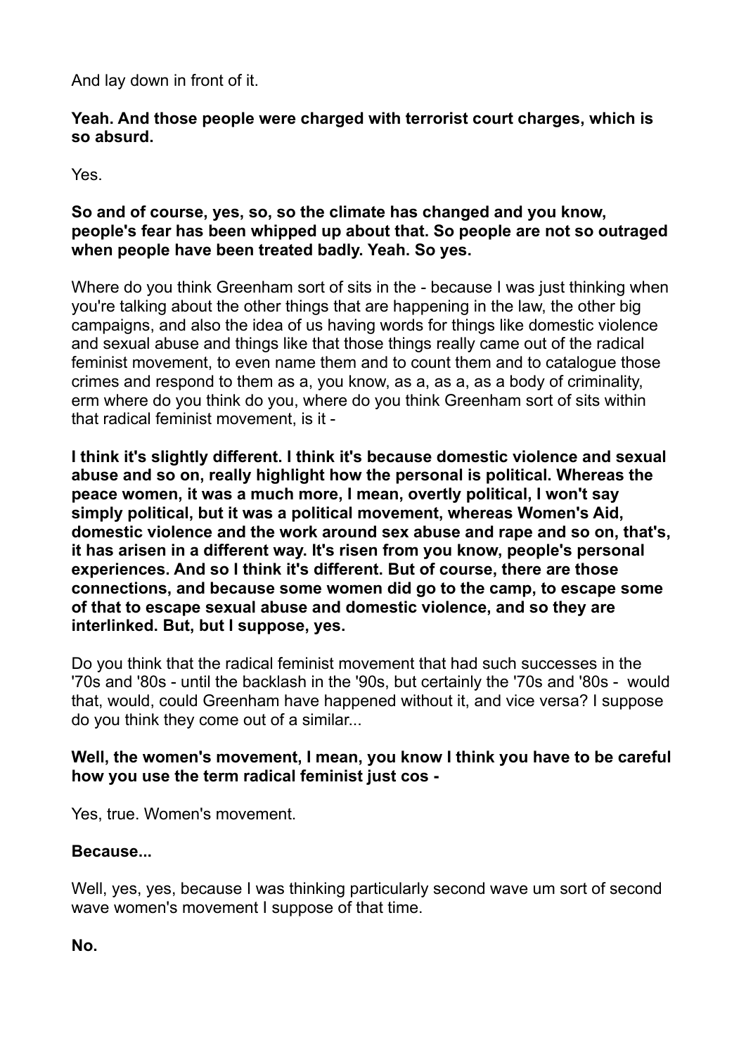And lay down in front of it.

**Yeah. And those people were charged with terrorist court charges, which is so absurd.**

Yes.

**So and of course, yes, so, so the climate has changed and you know, people's fear has been whipped up about that. So people are not so outraged when people have been treated badly. Yeah. So yes.**

Where do you think Greenham sort of sits in the - because I was just thinking when you're talking about the other things that are happening in the law, the other big campaigns, and also the idea of us having words for things like domestic violence and sexual abuse and things like that those things really came out of the radical feminist movement, to even name them and to count them and to catalogue those crimes and respond to them as a, you know, as a, as a, as a body of criminality, erm where do you think do you, where do you think Greenham sort of sits within that radical feminist movement, is it -

**I think it's slightly different. I think it's because domestic violence and sexual abuse and so on, really highlight how the personal is political. Whereas the peace women, it was a much more, I mean, overtly political, I won't say simply political, but it was a political movement, whereas Women's Aid, domestic violence and the work around sex abuse and rape and so on, that's, it has arisen in a different way. It's risen from you know, people's personal experiences. And so I think it's different. But of course, there are those connections, and because some women did go to the camp, to escape some of that to escape sexual abuse and domestic violence, and so they are interlinked. But, but I suppose, yes.**

Do you think that the radical feminist movement that had such successes in the '70s and '80s - until the backlash in the '90s, but certainly the '70s and '80s - would that, would, could Greenham have happened without it, and vice versa? I suppose do you think they come out of a similar...

**Well, the women's movement, I mean, you know I think you have to be careful how you use the term radical feminist just cos -**

Yes, true. Women's movement.

**Because...**

Well, yes, yes, because I was thinking particularly second wave um sort of second wave women's movement I suppose of that time.

**No.**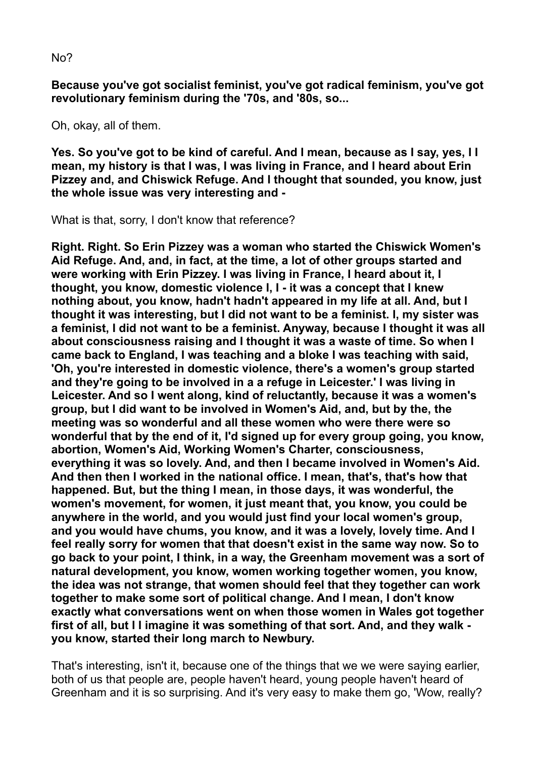No?

**Because you've got socialist feminist, you've got radical feminism, you've got revolutionary feminism during the '70s, and '80s, so...**

Oh, okay, all of them.

**Yes. So you've got to be kind of careful. And I mean, because as I say, yes, I I mean, my history is that I was, I was living in France, and I heard about Erin Pizzey and, and Chiswick Refuge. And I thought that sounded, you know, just the whole issue was very interesting and -**

What is that, sorry, I don't know that reference?

**Right. Right. So Erin Pizzey was a woman who started the Chiswick Women's Aid Refuge. And, and, in fact, at the time, a lot of other groups started and were working with Erin Pizzey. I was living in France, I heard about it, I thought, you know, domestic violence I, I - it was a concept that I knew nothing about, you know, hadn't hadn't appeared in my life at all. And, but I thought it was interesting, but I did not want to be a feminist. I, my sister was a feminist, I did not want to be a feminist. Anyway, because I thought it was all about consciousness raising and I thought it was a waste of time. So when I came back to England, I was teaching and a bloke I was teaching with said, 'Oh, you're interested in domestic violence, there's a women's group started and they're going to be involved in a a refuge in Leicester.' I was living in Leicester. And so I went along, kind of reluctantly, because it was a women's group, but I did want to be involved in Women's Aid, and, but by the, the meeting was so wonderful and all these women who were there were so wonderful that by the end of it, I'd signed up for every group going, you know, abortion, Women's Aid, Working Women's Charter, consciousness, everything it was so lovely. And, and then I became involved in Women's Aid. And then then I worked in the national office. I mean, that's, that's how that happened. But, but the thing I mean, in those days, it was wonderful, the women's movement, for women, it just meant that, you know, you could be anywhere in the world, and you would just find your local women's group, and you would have chums, you know, and it was a lovely, lovely time. And I feel really sorry for women that that doesn't exist in the same way now. So to go back to your point, I think, in a way, the Greenham movement was a sort of natural development, you know, women working together women, you know, the idea was not strange, that women should feel that they together can work together to make some sort of political change. And I mean, I don't know exactly what conversations went on when those women in Wales got together first of all, but I I imagine it was something of that sort. And, and they walk - you know, started their long march to Newbury.**

That's interesting, isn't it, because one of the things that we we were saying earlier, both of us that people are, people haven't heard, young people haven't heard of Greenham and it is so surprising. And it's very easy to make them go, 'Wow, really?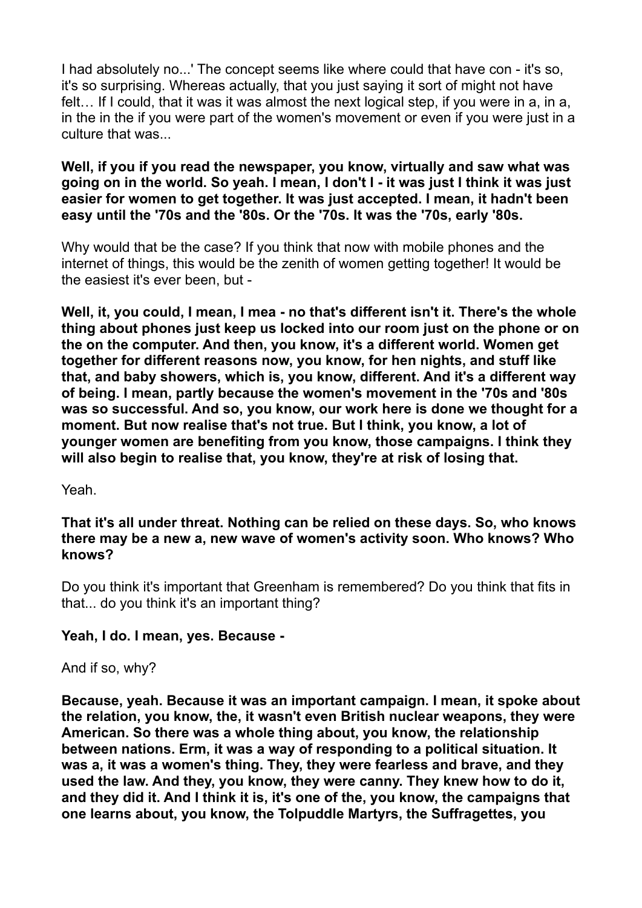I had absolutely no...' The concept seems like where could that have con - it's so, it's so surprising. Whereas actually, that you just saying it sort of might not have felt… If I could, that it was it was almost the next logical step, if you were in a, in a, in the in the if you were part of the women's movement or even if you were just in a culture that was...

**Well, if you if you read the newspaper, you know, virtually and saw what was going on in the world. So yeah. I mean, I don't I - it was just I think it was just easier for women to get together. It was just accepted. I mean, it hadn't been easy until the '70s and the '80s. Or the '70s. It was the '70s, early '80s.**

Why would that be the case? If you think that now with mobile phones and the internet of things, this would be the zenith of women getting together! It would be the easiest it's ever been, but -

**Well, it, you could, I mean, I mea - no that's different isn't it. There's the whole thing about phones just keep us locked into our room just on the phone or on the on the computer. And then, you know, it's a different world. Women get together for different reasons now, you know, for hen nights, and stuff like that, and baby showers, which is, you know, different. And it's a different way of being. I mean, partly because the women's movement in the '70s and '80s was so successful. And so, you know, our work here is done we thought for a moment. But now realise that's not true. But I think, you know, a lot of younger women are benefiting from you know, those campaigns. I think they will also begin to realise that, you know, they're at risk of losing that.**

Yeah.

**That it's all under threat. Nothing can be relied on these days. So, who knows there may be a new a, new wave of women's activity soon. Who knows? Who knows?**

Do you think it's important that Greenham is remembered? Do you think that fits in that... do you think it's an important thing?

**Yeah, I do. I mean, yes. Because -**

And if so, why?

**Because, yeah. Because it was an important campaign. I mean, it spoke about the relation, you know, the, it wasn't even British nuclear weapons, they were American. So there was a whole thing about, you know, the relationship between nations. Erm, it was a way of responding to a political situation. It was a, it was a women's thing. They, they were fearless and brave, and they used the law. And they, you know, they were canny. They knew how to do it, and they did it. And I think it is, it's one of the, you know, the campaigns that one learns about, you know, the Tolpuddle Martyrs, the Suffragettes, you**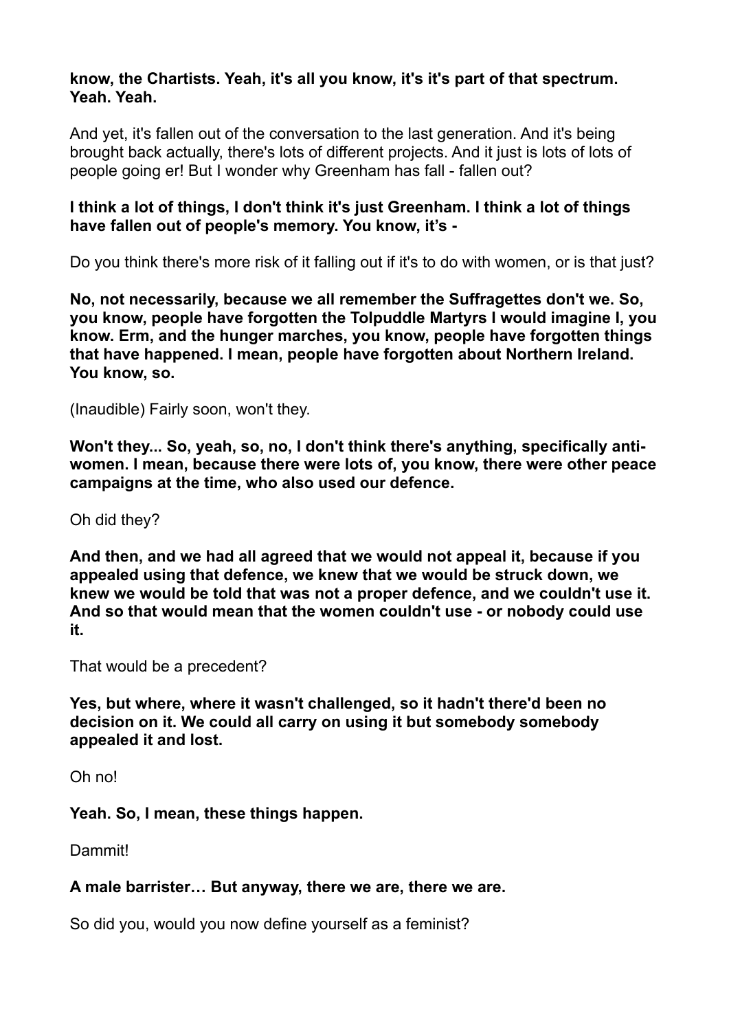**know, the Chartists. Yeah, it's all you know, it's it's part of that spectrum. Yeah. Yeah.**

And yet, it's fallen out of the conversation to the last generation. And it's being brought back actually, there's lots of different projects. And it just is lots of lots of people going er! But I wonder why Greenham has fall - fallen out?

**I think a lot of things, I don't think it's just Greenham. I think a lot of things have fallen out of people's memory. You know, it's -**

Do you think there's more risk of it falling out if it's to do with women, or is that just?

**No, not necessarily, because we all remember the Suffragettes don't we. So, you know, people have forgotten the Tolpuddle Martyrs I would imagine I, you know. Erm, and the hunger marches, you know, people have forgotten things that have happened. I mean, people have forgotten about Northern Ireland. You know, so.**

(Inaudible) Fairly soon, won't they.

**Won't they... So, yeah, so, no, I don't think there's anything, specifically anti-women. I mean, because there were lots of, you know, there were other peace campaigns at the time, who also used our defence.**

Oh did they?

**And then, and we had all agreed that we would not appeal it, because if you appealed using that defence, we knew that we would be struck down, we knew we would be told that was not a proper defence, and we couldn't use it. And so that would mean that the women couldn't use - or nobody could use it.**

That would be a precedent?

**Yes, but where, where it wasn't challenged, so it hadn't there'd been no decision on it. We could all carry on using it but somebody somebody appealed it and lost.**

Oh no!

**Yeah. So, I mean, these things happen.**

Dammit!

**A male barrister… But anyway, there we are, there we are.**

So did you, would you now define yourself as a feminist?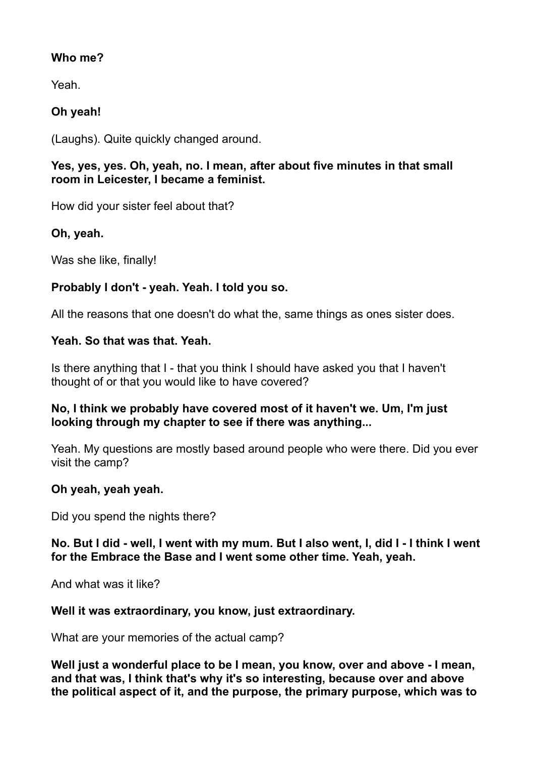**Who me?**

Yeah.

**Oh yeah!**

(Laughs). Quite quickly changed around.

**Yes, yes, yes. Oh, yeah, no. I mean, after about five minutes in that small room in Leicester, I became a feminist.**

How did your sister feel about that?

**Oh, yeah.**

Was she like, finally!

**Probably I don't - yeah. Yeah. I told you so.**

All the reasons that one doesn't do what the, same things as ones sister does.

**Yeah. So that was that. Yeah.**

Is there anything that I - that you think I should have asked you that I haven't thought of or that you would like to have covered?

**No, I think we probably have covered most of it haven't we. Um, I'm just looking through my chapter to see if there was anything...**

Yeah. My questions are mostly based around people who were there. Did you ever visit the camp?

**Oh yeah, yeah yeah.**

Did you spend the nights there?

**No. But I did - well, I went with my mum. But I also went, I, did I - I think I went for the Embrace the Base and I went some other time. Yeah, yeah.**

And what was it like?

**Well it was extraordinary, you know, just extraordinary.**

What are your memories of the actual camp?

**Well just a wonderful place to be I mean, you know, over and above - I mean, and that was, I think that's why it's so interesting, because over and above the political aspect of it, and the purpose, the primary purpose, which was to**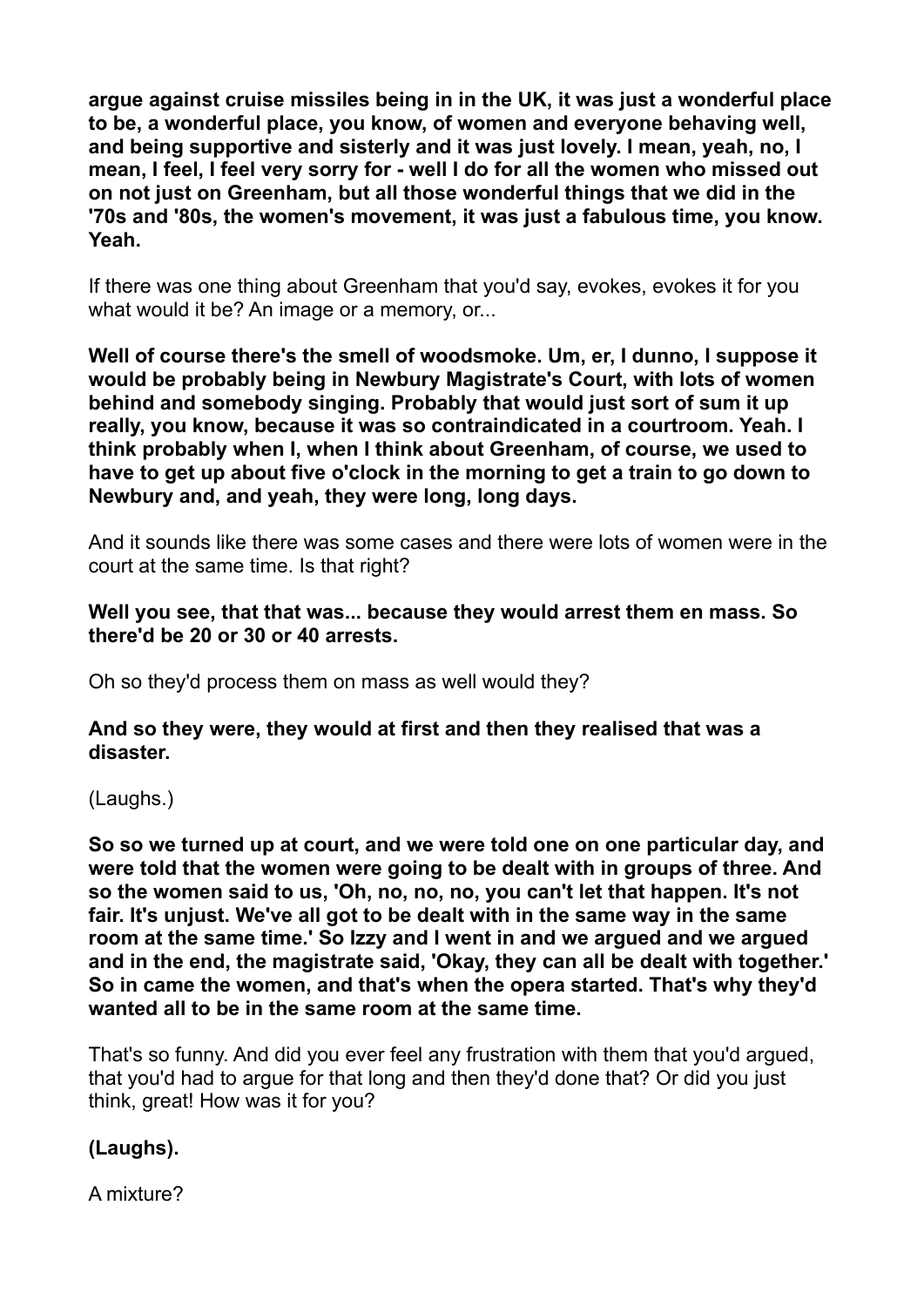**argue against cruise missiles being in in the UK, it was just a wonderful place to be, a wonderful place, you know, of women and everyone behaving well, and being supportive and sisterly and it was just lovely. I mean, yeah, no, I mean, I feel, I feel very sorry for - well I do for all the women who missed out on not just on Greenham, but all those wonderful things that we did in the '70s and '80s, the women's movement, it was just a fabulous time, you know. Yeah.**

If there was one thing about Greenham that you'd say, evokes, evokes it for you what would it be? An image or a memory, or...

**Well of course there's the smell of woodsmoke. Um, er, I dunno, I suppose it would be probably being in Newbury Magistrate's Court, with lots of women behind and somebody singing. Probably that would just sort of sum it up really, you know, because it was so contraindicated in a courtroom. Yeah. I think probably when I, when I think about Greenham, of course, we used to have to get up about five o'clock in the morning to get a train to go down to Newbury and, and yeah, they were long, long days.**

And it sounds like there was some cases and there were lots of women were in the court at the same time. Is that right?

**Well you see, that that was... because they would arrest them en mass. So there'd be 20 or 30 or 40 arrests.**

Oh so they'd process them on mass as well would they?

**And so they were, they would at first and then they realised that was a disaster.**

(Laughs.)

**So so we turned up at court, and we were told one on one particular day, and were told that the women were going to be dealt with in groups of three. And so the women said to us, 'Oh, no, no, no, you can't let that happen. It's not fair. It's unjust. We've all got to be dealt with in the same way in the same room at the same time.' So Izzy and I went in and we argued and we argued and in the end, the magistrate said, 'Okay, they can all be dealt with together.' So in came the women, and that's when the opera started. That's why they'd wanted all to be in the same room at the same time.**

That's so funny. And did you ever feel any frustration with them that you'd argued, that you'd had to argue for that long and then they'd done that? Or did you just think, great! How was it for you?

**(Laughs).**

A mixture?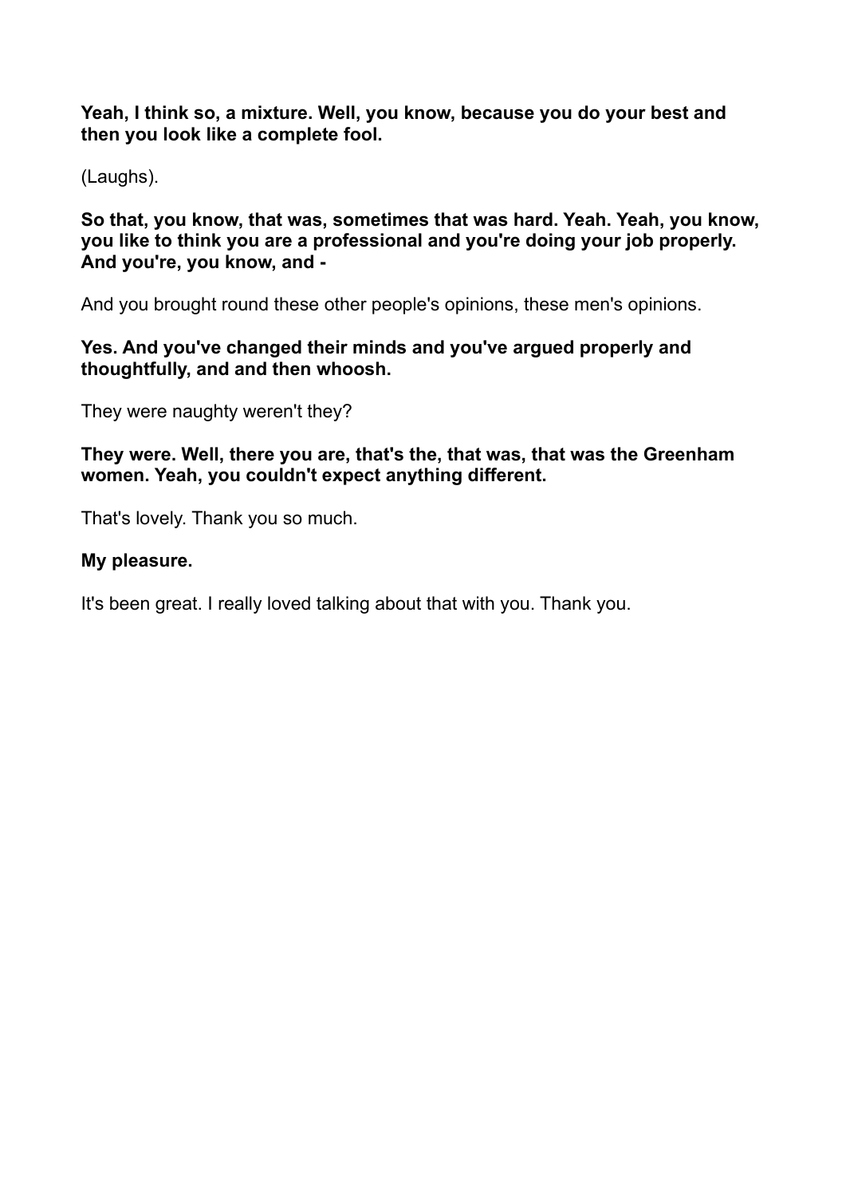**Yeah, I think so, a mixture. Well, you know, because you do your best and then you look like a complete fool.**

(Laughs).

**So that, you know, that was, sometimes that was hard. Yeah. Yeah, you know, you like to think you are a professional and you're doing your job properly. And you're, you know, and -**

And you brought round these other people's opinions, these men's opinions.

**Yes. And you've changed their minds and you've argued properly and thoughtfully, and and then whoosh.**

They were naughty weren't they?

**They were. Well, there you are, that's the, that was, that was the Greenham women. Yeah, you couldn't expect anything different.**

That's lovely. Thank you so much.

**My pleasure.**

It's been great. I really loved talking about that with you. Thank you.